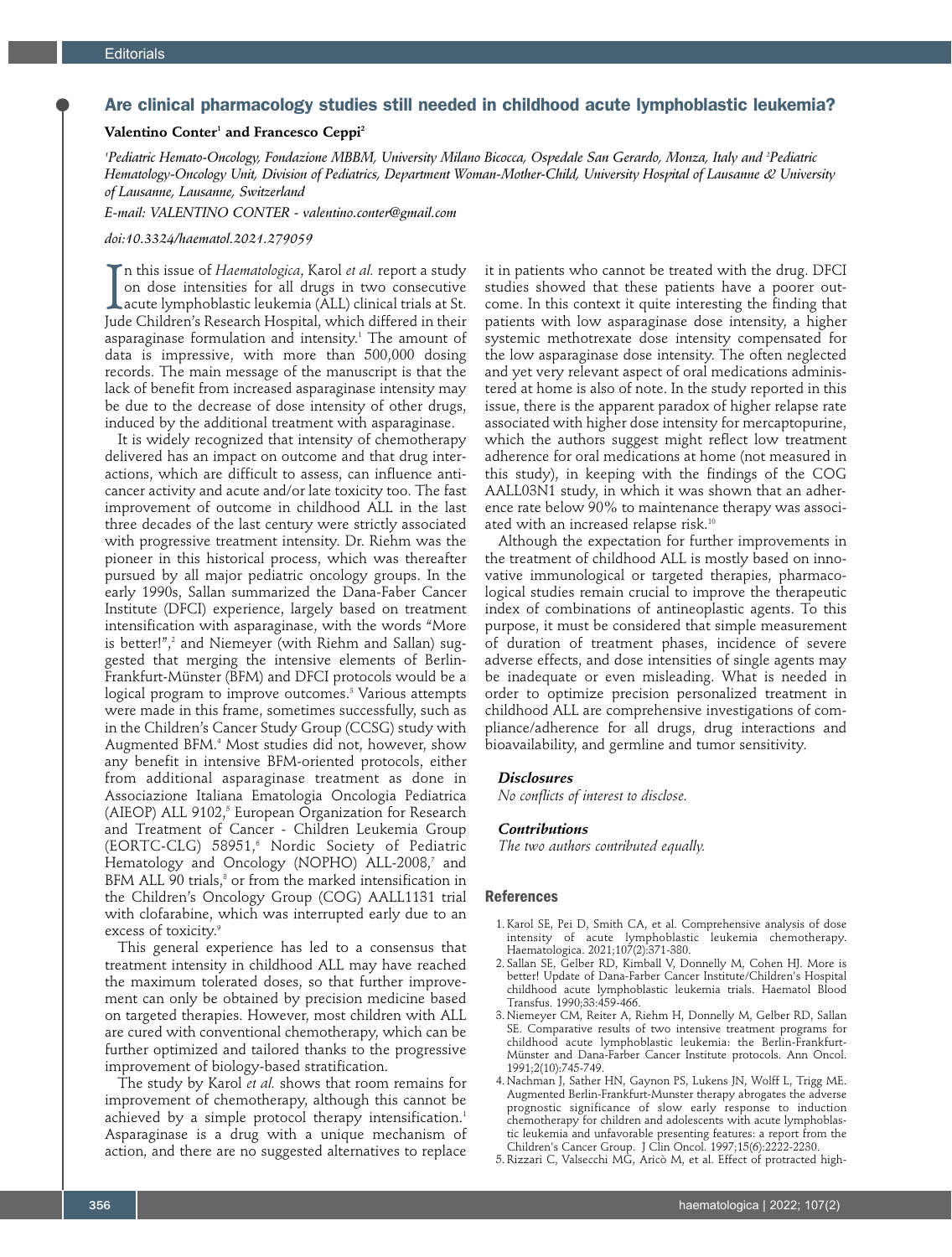Editorials

# Are clinical pharmacology studies still needed in childhood acute lymphoblastic leukemia?

**Valentino Conter[1] and Francesco Ceppi[2]**

*[1]Pediatric Hemato-Oncology, Fondazione MBBM, University Milano Bicocca, Ospedale San Gerardo, Monza, Italy and [2]Pediatric Hematology-Oncology Unit, Division of Pediatrics, Department Woman-Mother-Child, University Hospital of Lausanne & University of Lausanne, Lausanne, Switzerland*

*E-mail: VALENTINO CONTER - valentino.conter@gmail.com*

*doi:10.3324/haematol.2021.279059*

In this issue of *Haematologica*, Karol *et al.* report a study on dose intensities for all drugs in two consecutive acute lymphoblastic leukemia (ALL) clinical trials at St. Jude Children's Research Hospital, which differed in their asparaginase formulation and intensity.[1] The amount of data is impressive, with more than 500,000 dosing records. The main message of the manuscript is that the lack of benefit from increased asparaginase intensity may be due to the decrease of dose intensity of other drugs, induced by the additional treatment with asparaginase.

It is widely recognized that intensity of chemotherapy delivered has an impact on outcome and that drug interactions, which are difficult to assess, can influence anticancer activity and acute and/or late toxicity too. The fast improvement of outcome in childhood ALL in the last three decades of the last century were strictly associated with progressive treatment intensity. Dr. Riehm was the pioneer in this historical process, which was thereafter pursued by all major pediatric oncology groups. In the early 1990s, Sallan summarized the Dana-Faber Cancer Institute (DFCI) experience, largely based on treatment intensification with asparaginase, with the words "More is better!",[2] and Niemeyer (with Riehm and Sallan) suggested that merging the intensive elements of Berlin-Frankfurt-Münster (BFM) and DFCI protocols would be a logical program to improve outcomes.[3] Various attempts were made in this frame, sometimes successfully, such as in the Children's Cancer Study Group (CCSG) study with Augmented BFM.[4] Most studies did not, however, show any benefit in intensive BFM-oriented protocols, either from additional asparaginase treatment as done in Associazione Italiana Ematologia Oncologia Pediatrica (AIEOP) ALL 9102,[5] European Organization for Research and Treatment of Cancer - Children Leukemia Group (EORTC-CLG) 58951,[6] Nordic Society of Pediatric Hematology and Oncology (NOPHO) ALL-2008,[7] and BFM ALL 90 trials,[8] or from the marked intensification in the Children's Oncology Group (COG) AALL1131 trial with clofarabine, which was interrupted early due to an excess of toxicity.[9]

This general experience has led to a consensus that treatment intensity in childhood ALL may have reached the maximum tolerated doses, so that further improvement can only be obtained by precision medicine based on targeted therapies. However, most children with ALL are cured with conventional chemotherapy, which can be further optimized and tailored thanks to the progressive improvement of biology-based stratification.

The study by Karol *et al.* shows that room remains for improvement of chemotherapy, although this cannot be achieved by a simple protocol therapy intensification.[1] Asparaginase is a drug with a unique mechanism of action, and there are no suggested alternatives to replace it in patients who cannot be treated with the drug. DFCI studies showed that these patients have a poorer outcome. In this context it quite interesting the finding that patients with low asparaginase dose intensity, a higher systemic methotrexate dose intensity compensated for the low asparaginase dose intensity. The often neglected and yet very relevant aspect of oral medications administered at home is also of note. In the study reported in this issue, there is the apparent paradox of higher relapse rate associated with higher dose intensity for mercaptopurine, which the authors suggest might reflect low treatment adherence for oral medications at home (not measured in this study), in keeping with the findings of the COG AALL03N1 study, in which it was shown that an adherence rate below 90% to maintenance therapy was associated with an increased relapse risk.[10]

Although the expectation for further improvements in the treatment of childhood ALL is mostly based on innovative immunological or targeted therapies, pharmacological studies remain crucial to improve the therapeutic index of combinations of antineoplastic agents. To this purpose, it must be considered that simple measurement of duration of treatment phases, incidence of severe adverse effects, and dose intensities of single agents may be inadequate or even misleading. What is needed in order to optimize precision personalized treatment in childhood ALL are comprehensive investigations of compliance/adherence for all drugs, drug interactions and bioavailability, and germline and tumor sensitivity.

### *Disclosures*

*No conflicts of interest to disclose.*

### *Contributions*

*The two authors contributed equally.*

## References

1. Karol SE, Pei D, Smith CA, et al. Comprehensive analysis of dose intensity of acute lymphoblastic leukemia chemotherapy. Haematologica. 2021;107(2):371-380.
2. Sallan SE, Gelber RD, Kimball V, Donnelly M, Cohen HJ. More is better! Update of Dana-Farber Cancer Institute/Children's Hospital childhood acute lymphoblastic leukemia trials. Haematol Blood Transfus. 1990;33:459-466.
3. Niemeyer CM, Reiter A, Riehm H, Donnelly M, Gelber RD, Sallan SE. Comparative results of two intensive treatment programs for childhood acute lymphoblastic leukemia: the Berlin-Frankfurt-Münster and Dana-Farber Cancer Institute protocols. Ann Oncol. 1991;2(10):745-749.
4. Nachman J, Sather HN, Gaynon PS, Lukens JN, Wolff L, Trigg ME. Augmented Berlin-Frankfurt-Munster therapy abrogates the adverse prognostic significance of slow early response to induction chemotherapy for children and adolescents with acute lymphoblastic leukemia and unfavorable presenting features: a report from the Children's Cancer Group. J Clin Oncol. 1997;15(6):2222-2230.
5. Rizzari C, Valsecchi MG, Aricò M, et al. Effect of protracted high-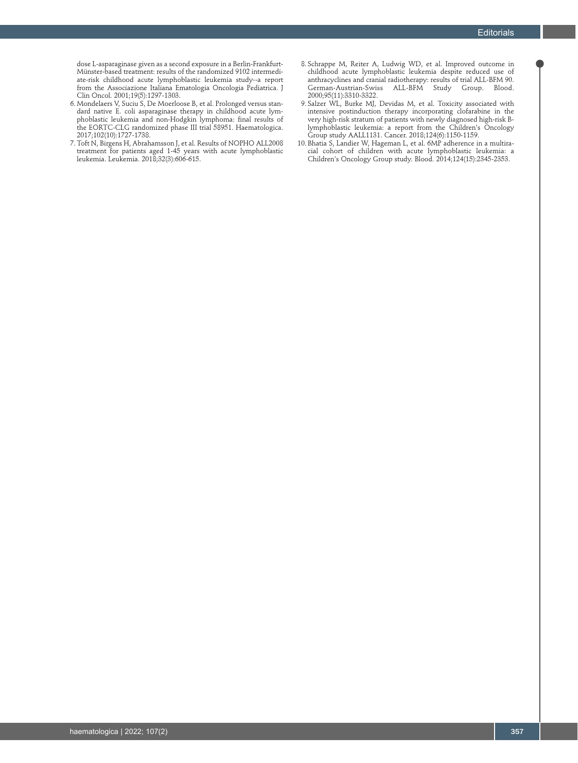dose L-asparaginase given as a second exposure in a Berlin-Frankfurt-Münster-based treatment: results of the randomized 9102 intermediate-risk childhood acute lymphoblastic leukemia study--a report from the Associazione Italiana Ematologia Oncologia Pediatrica. J Clin Oncol. 2001;19(5):1297-1303.

6. Mondelaers V, Suciu S, De Moerloose B, et al. Prolonged versus standard native E. coli asparaginase therapy in childhood acute lymphoblastic leukemia and non-Hodgkin lymphoma: final results of the EORTC-CLG randomized phase III trial 58951. Haematologica. 2017;102(10):1727-1738.
7. Toft N, Birgens H, Abrahamsson J, et al. Results of NOPHO ALL2008 treatment for patients aged 1-45 years with acute lymphoblastic leukemia. Leukemia. 2018;32(3):606-615.
8. Schrappe M, Reiter A, Ludwig WD, et al. Improved outcome in childhood acute lymphoblastic leukemia despite reduced use of anthracyclines and cranial radiotherapy: results of trial ALL-BFM 90. German-Austrian-Swiss ALL-BFM Study Group. Blood. 2000;95(11):3310-3322.
9. Salzer WL, Burke MJ, Devidas M, et al. Toxicity associated with intensive postinduction therapy incorporating clofarabine in the very high-risk stratum of patients with newly diagnosed high-risk B-lymphoblastic leukemia: a report from the Children's Oncology Group study AALL1131. Cancer. 2018;124(6):1150-1159.
10. Bhatia S, Landier W, Hageman L, et al. 6MP adherence in a multiracial cohort of children with acute lymphoblastic leukemia: a Children's Oncology Group study. Blood. 2014;124(15):2345-2353.